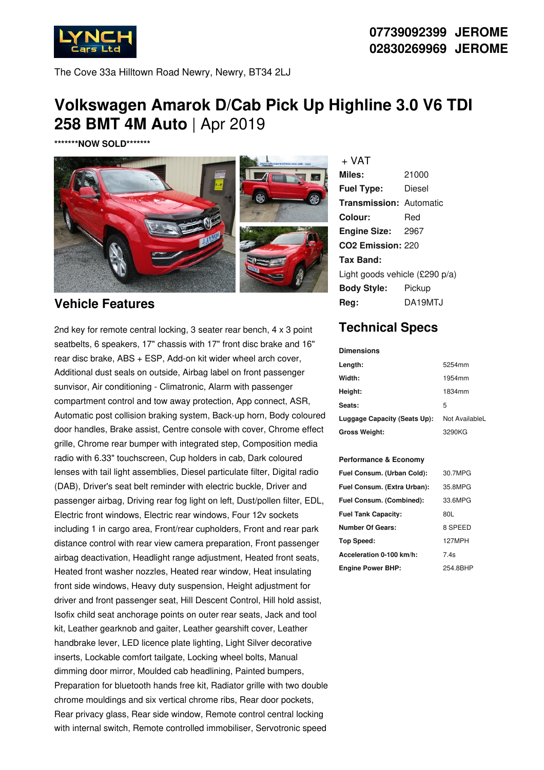LYNCH Cars Ltd

**07739092399 JEROME**
**02830269969 JEROME**

The Cove 33a Hilltown Road Newry, Newry, BT34 2LJ

# Volkswagen Amarok D/Cab Pick Up Highline 3.0 V6 TDI 258 BMT 4M Auto | Apr 2019

*******NOW SOLD*******

+ VAT

| | |
|---|---|
| **Miles:** | 21000 |
| **Fuel Type:** | Diesel |
| **Transmission:** | Automatic |
| **Colour:** | Red |
| **Engine Size:** | 2967 |
| **CO2 Emission:** | 220 |
| **Tax Band:** | Light goods vehicle (£290 p/a) |
| **Body Style:** | Pickup |
| **Reg:** | DA19MTJ |

## Vehicle Features

2nd key for remote central locking, 3 seater rear bench, 4 x 3 point seatbelts, 6 speakers, 17" chassis with 17" front disc brake and 16" rear disc brake, ABS + ESP, Add-on kit wider wheel arch cover, Additional dust seals on outside, Airbag label on front passenger sunvisor, Air conditioning - Climatronic, Alarm with passenger compartment control and tow away protection, App connect, ASR, Automatic post collision braking system, Back-up horn, Body coloured door handles, Brake assist, Centre console with cover, Chrome effect grille, Chrome rear bumper with integrated step, Composition media radio with 6.33" touchscreen, Cup holders in cab, Dark coloured lenses with tail light assemblies, Diesel particulate filter, Digital radio (DAB), Driver's seat belt reminder with electric buckle, Driver and passenger airbag, Driving rear fog light on left, Dust/pollen filter, EDL, Electric front windows, Electric rear windows, Four 12v sockets including 1 in cargo area, Front/rear cupholders, Front and rear park distance control with rear view camera preparation, Front passenger airbag deactivation, Headlight range adjustment, Heated front seats, Heated front washer nozzles, Heated rear window, Heat insulating front side windows, Heavy duty suspension, Height adjustment for driver and front passenger seat, Hill Descent Control, Hill hold assist, Isofix child seat anchorage points on outer rear seats, Jack and tool kit, Leather gearknob and gaiter, Leather gearshift cover, Leather handbrake lever, LED licence plate lighting, Light Silver decorative inserts, Lockable comfort tailgate, Locking wheel bolts, Manual dimming door mirror, Moulded cab headlining, Painted bumpers, Preparation for bluetooth hands free kit, Radiator grille with two double chrome mouldings and six vertical chrome ribs, Rear door pockets, Rear privacy glass, Rear side window, Remote control central locking with internal switch, Remote controlled immobiliser, Servotronic speed

## Technical Specs

**Dimensions**

| | |
|---|---|
| **Length:** | 5254mm |
| **Width:** | 1954mm |
| **Height:** | 1834mm |
| **Seats:** | 5 |
| **Luggage Capacity (Seats Up):** | Not AvailableL |
| **Gross Weight:** | 3290KG |

**Performance & Economy**

| | |
|---|---|
| **Fuel Consum. (Urban Cold):** | 30.7MPG |
| **Fuel Consum. (Extra Urban):** | 35.8MPG |
| **Fuel Consum. (Combined):** | 33.6MPG |
| **Fuel Tank Capacity:** | 80L |
| **Number Of Gears:** | 8 SPEED |
| **Top Speed:** | 127MPH |
| **Acceleration 0-100 km/h:** | 7.4s |
| **Engine Power BHP:** | 254.8BHP |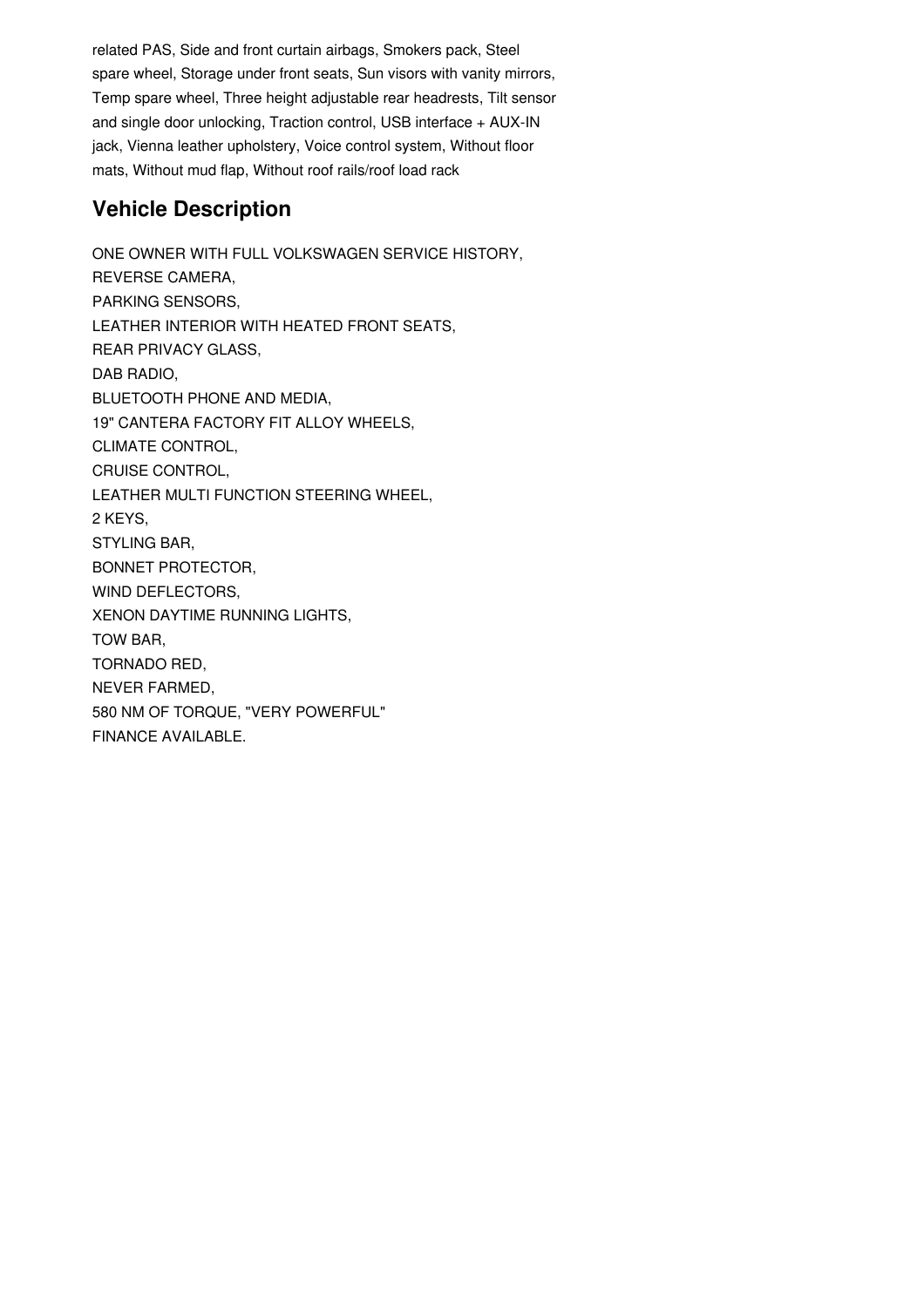related PAS, Side and front curtain airbags, Smokers pack, Steel spare wheel, Storage under front seats, Sun visors with vanity mirrors, Temp spare wheel, Three height adjustable rear headrests, Tilt sensor and single door unlocking, Traction control, USB interface + AUX-IN jack, Vienna leather upholstery, Voice control system, Without floor mats, Without mud flap, Without roof rails/roof load rack

## Vehicle Description

ONE OWNER WITH FULL VOLKSWAGEN SERVICE HISTORY,
REVERSE CAMERA,
PARKING SENSORS,
LEATHER INTERIOR WITH HEATED FRONT SEATS,
REAR PRIVACY GLASS,
DAB RADIO,
BLUETOOTH PHONE AND MEDIA,
19" CANTERA FACTORY FIT ALLOY WHEELS,
CLIMATE CONTROL,
CRUISE CONTROL,
LEATHER MULTI FUNCTION STEERING WHEEL,
2 KEYS,
STYLING BAR,
BONNET PROTECTOR,
WIND DEFLECTORS,
XENON DAYTIME RUNNING LIGHTS,
TOW BAR,
TORNADO RED,
NEVER FARMED,
580 NM OF TORQUE, "VERY POWERFUL"
FINANCE AVAILABLE.